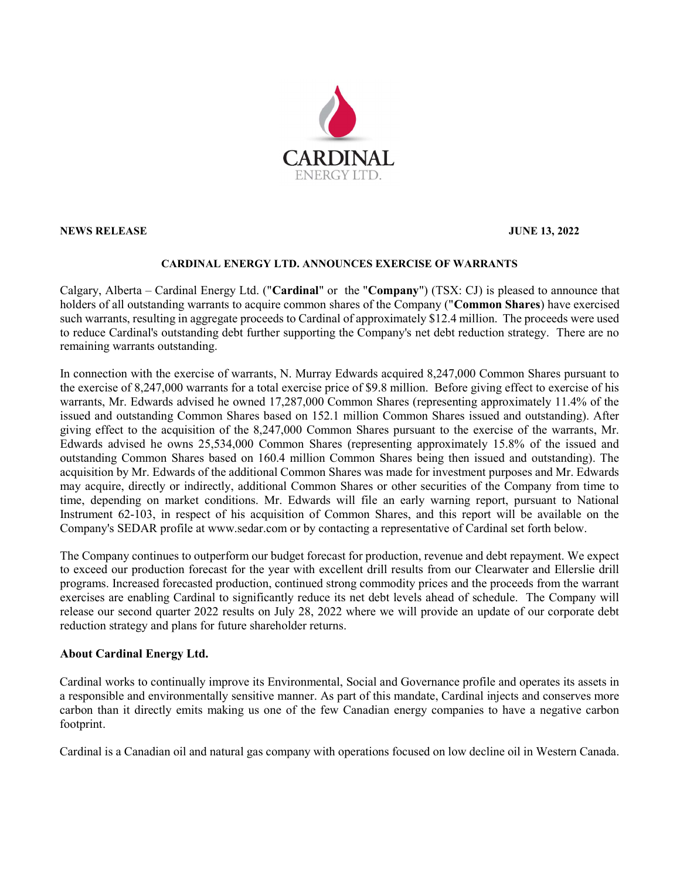**NEWS RELEASE** **JUNE 13, 2022**

**CARDINAL ENERGY LTD. ANNOUNCES EXERCISE OF WARRANTS**

Calgary, Alberta – Cardinal Energy Ltd. ("**Cardinal**" or the "**Company**") (TSX: CJ) is pleased to announce that holders of all outstanding warrants to acquire common shares of the Company ("**Common Shares**) have exercised such warrants, resulting in aggregate proceeds to Cardinal of approximately $12.4 million. The proceeds were used to reduce Cardinal's outstanding debt further supporting the Company's net debt reduction strategy. There are no remaining warrants outstanding.

In connection with the exercise of warrants, N. Murray Edwards acquired 8,247,000 Common Shares pursuant to the exercise of 8,247,000 warrants for a total exercise price of $9.8 million. Before giving effect to exercise of his warrants, Mr. Edwards advised he owned 17,287,000 Common Shares (representing approximately 11.4% of the issued and outstanding Common Shares based on 152.1 million Common Shares issued and outstanding). After giving effect to the acquisition of the 8,247,000 Common Shares pursuant to the exercise of the warrants, Mr. Edwards advised he owns 25,534,000 Common Shares (representing approximately 15.8% of the issued and outstanding Common Shares based on 160.4 million Common Shares being then issued and outstanding). The acquisition by Mr. Edwards of the additional Common Shares was made for investment purposes and Mr. Edwards may acquire, directly or indirectly, additional Common Shares or other securities of the Company from time to time, depending on market conditions. Mr. Edwards will file an early warning report, pursuant to National Instrument 62-103, in respect of his acquisition of Common Shares, and this report will be available on the Company's SEDAR profile at www.sedar.com or by contacting a representative of Cardinal set forth below.

The Company continues to outperform our budget forecast for production, revenue and debt repayment. We expect to exceed our production forecast for the year with excellent drill results from our Clearwater and Ellerslie drill programs. Increased forecasted production, continued strong commodity prices and the proceeds from the warrant exercises are enabling Cardinal to significantly reduce its net debt levels ahead of schedule. The Company will release our second quarter 2022 results on July 28, 2022 where we will provide an update of our corporate debt reduction strategy and plans for future shareholder returns.

## About Cardinal Energy Ltd.

Cardinal works to continually improve its Environmental, Social and Governance profile and operates its assets in a responsible and environmentally sensitive manner. As part of this mandate, Cardinal injects and conserves more carbon than it directly emits making us one of the few Canadian energy companies to have a negative carbon footprint.

Cardinal is a Canadian oil and natural gas company with operations focused on low decline oil in Western Canada.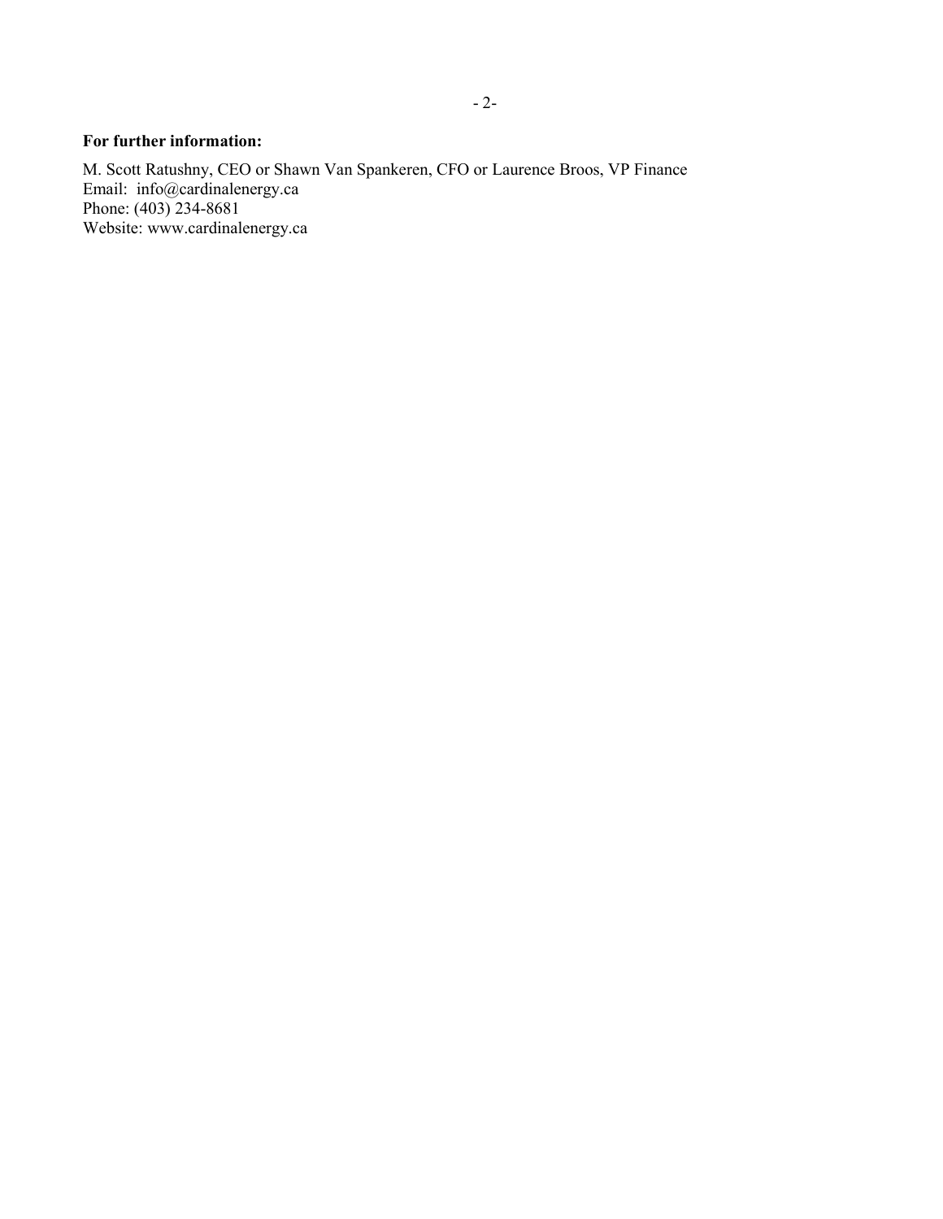**For further information:**

M. Scott Ratushny, CEO or Shawn Van Spankeren, CFO or Laurence Broos, VP Finance
Email: info@cardinalenergy.ca
Phone: (403) 234-8681
Website: www.cardinalenergy.ca